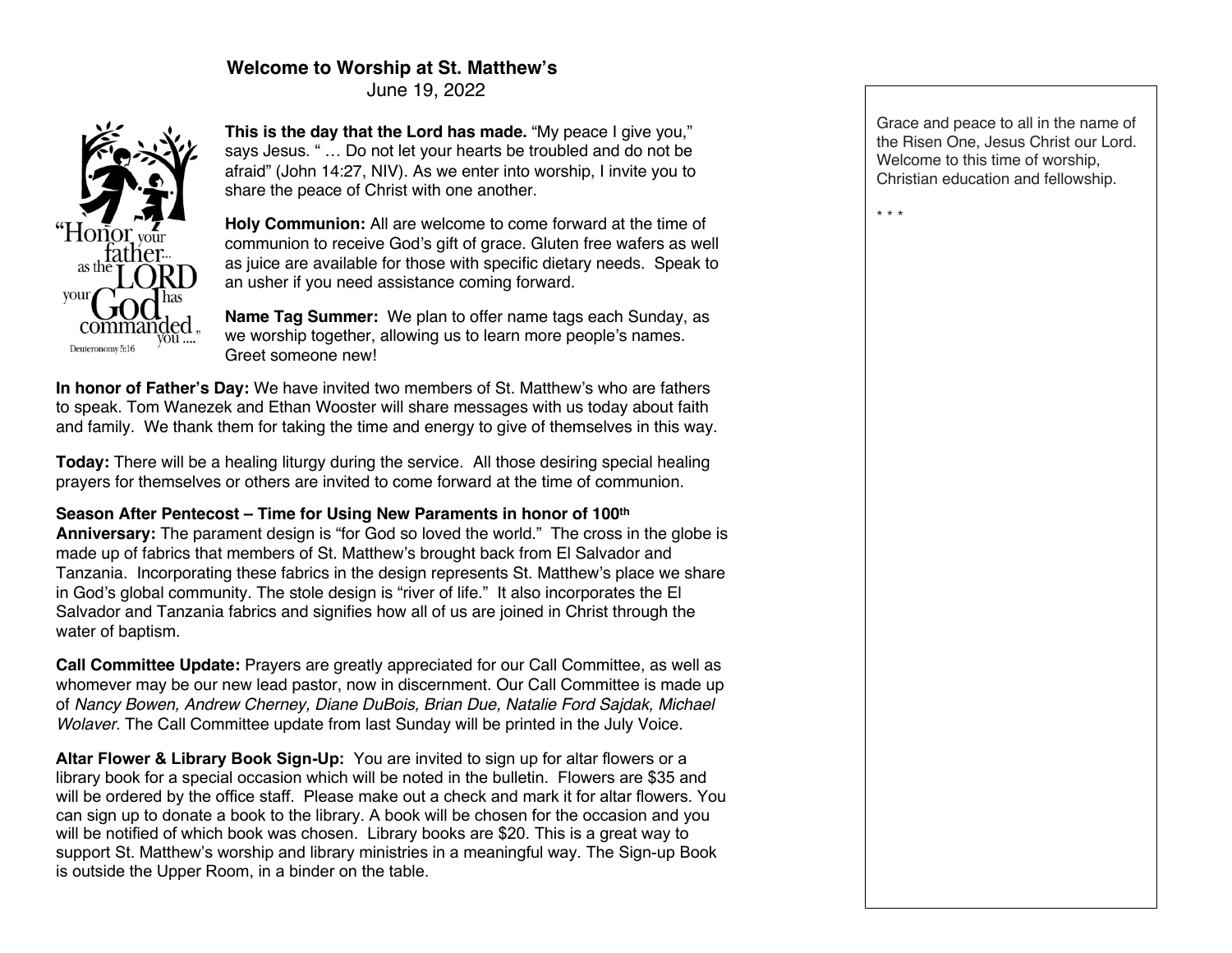## Welcome to Worship at St. Matthew's

June 19, 2022

"Honor your father... as the LORD your God has commanded you ...."
Deuteronomy 5:16

**This is the day that the Lord has made.** "My peace I give you," says Jesus. " … Do not let your hearts be troubled and do not be afraid" (John 14:27, NIV). As we enter into worship, I invite you to share the peace of Christ with one another.

**Holy Communion:** All are welcome to come forward at the time of communion to receive God's gift of grace. Gluten free wafers as well as juice are available for those with specific dietary needs. Speak to an usher if you need assistance coming forward.

**Name Tag Summer:** We plan to offer name tags each Sunday, as we worship together, allowing us to learn more people's names. Greet someone new!

**In honor of Father's Day:** We have invited two members of St. Matthew's who are fathers to speak. Tom Wanezek and Ethan Wooster will share messages with us today about faith and family. We thank them for taking the time and energy to give of themselves in this way.

**Today:** There will be a healing liturgy during the service. All those desiring special healing prayers for themselves or others are invited to come forward at the time of communion.

**Season After Pentecost – Time for Using New Paraments in honor of 100th Anniversary:** The parament design is "for God so loved the world." The cross in the globe is made up of fabrics that members of St. Matthew's brought back from El Salvador and Tanzania. Incorporating these fabrics in the design represents St. Matthew's place we share in God's global community. The stole design is "river of life." It also incorporates the El Salvador and Tanzania fabrics and signifies how all of us are joined in Christ through the water of baptism.

**Call Committee Update:** Prayers are greatly appreciated for our Call Committee, as well as whomever may be our new lead pastor, now in discernment. Our Call Committee is made up of *Nancy Bowen, Andrew Cherney, Diane DuBois, Brian Due, Natalie Ford Sajdak, Michael Wolaver*. The Call Committee update from last Sunday will be printed in the July Voice.

**Altar Flower & Library Book Sign-Up:** You are invited to sign up for altar flowers or a library book for a special occasion which will be noted in the bulletin. Flowers are $35 and will be ordered by the office staff. Please make out a check and mark it for altar flowers. You can sign up to donate a book to the library. A book will be chosen for the occasion and you will be notified of which book was chosen. Library books are $20. This is a great way to support St. Matthew's worship and library ministries in a meaningful way. The Sign-up Book is outside the Upper Room, in a binder on the table.

Grace and peace to all in the name of the Risen One, Jesus Christ our Lord. Welcome to this time of worship, Christian education and fellowship.

* * *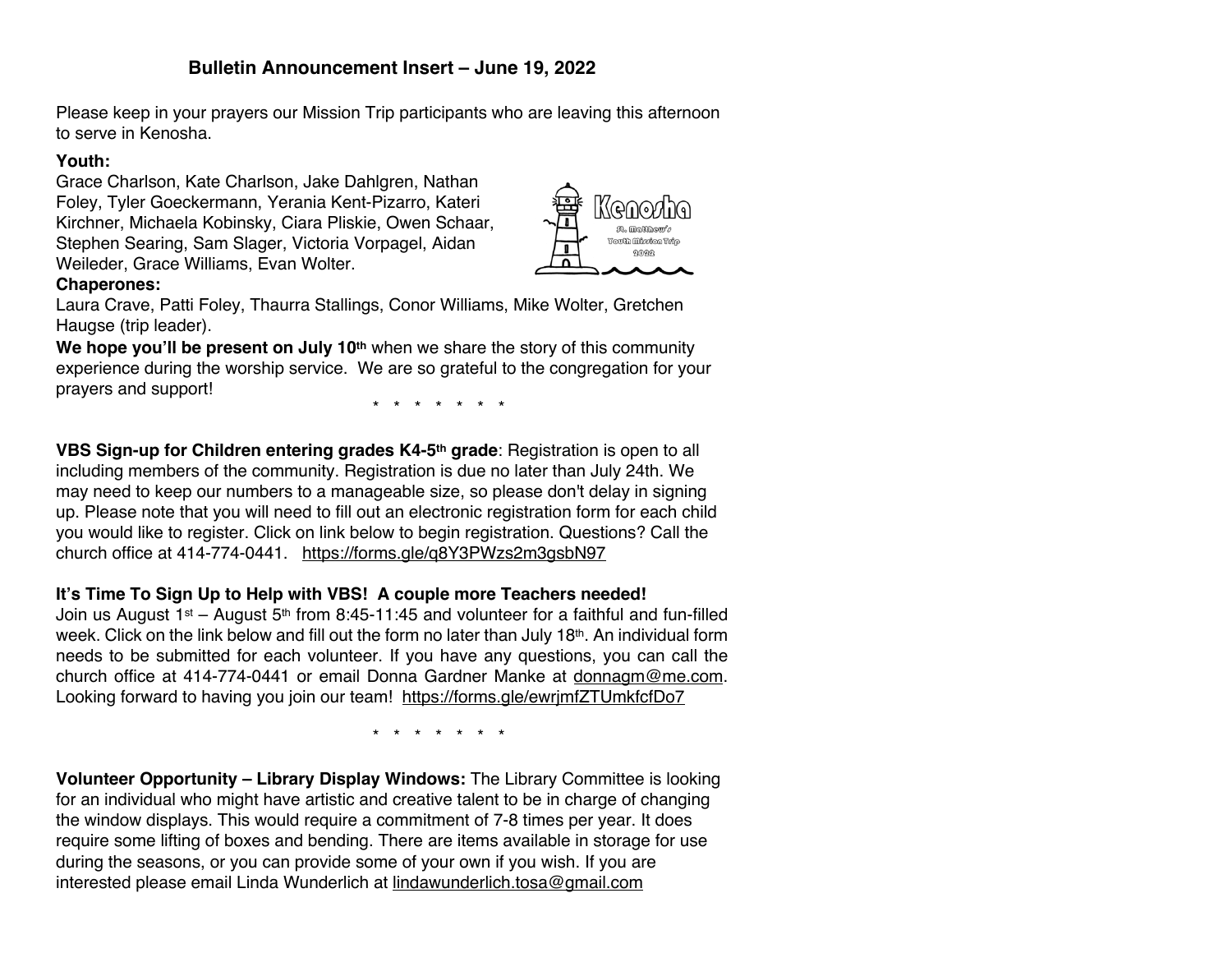## Bulletin Announcement Insert – June 19, 2022

Please keep in your prayers our Mission Trip participants who are leaving this afternoon to serve in Kenosha.

**Youth:**
Grace Charlson, Kate Charlson, Jake Dahlgren, Nathan Foley, Tyler Goeckermann, Yerania Kent-Pizarro, Kateri Kirchner, Michaela Kobinsky, Ciara Pliskie, Owen Schaar, Stephen Searing, Sam Slager, Victoria Vorpagel, Aidan Weileder, Grace Williams, Evan Wolter.

**Chaperones:**
Laura Crave, Patti Foley, Thaurra Stallings, Conor Williams, Mike Wolter, Gretchen Haugse (trip leader).

**We hope you'll be present on July 10th** when we share the story of this community experience during the worship service. We are so grateful to the congregation for your prayers and support!

\* \* \* \* \* \* \* \*

**VBS Sign-up for Children entering grades K4-5th grade**: Registration is open to all including members of the community. Registration is due no later than July 24th. We may need to keep our numbers to a manageable size, so please don't delay in signing up. Please note that you will need to fill out an electronic registration form for each child you would like to register. Click on link below to begin registration. Questions? Call the church office at 414-774-0441. https://forms.gle/q8Y3PWzs2m3gsbN97

**It's Time To Sign Up to Help with VBS! A couple more Teachers needed!**
Join us August 1st – August 5th from 8:45-11:45 and volunteer for a faithful and fun-filled week. Click on the link below and fill out the form no later than July 18th. An individual form needs to be submitted for each volunteer. If you have any questions, you can call the church office at 414-774-0441 or email Donna Gardner Manke at donnagm@me.com. Looking forward to having you join our team! https://forms.gle/ewrjmfZTUmkfcfDo7

\* \* \* \* \* \* \* \*

**Volunteer Opportunity – Library Display Windows:** The Library Committee is looking for an individual who might have artistic and creative talent to be in charge of changing the window displays. This would require a commitment of 7-8 times per year. It does require some lifting of boxes and bending. There are items available in storage for use during the seasons, or you can provide some of your own if you wish. If you are interested please email Linda Wunderlich at lindawunderlich.tosa@gmail.com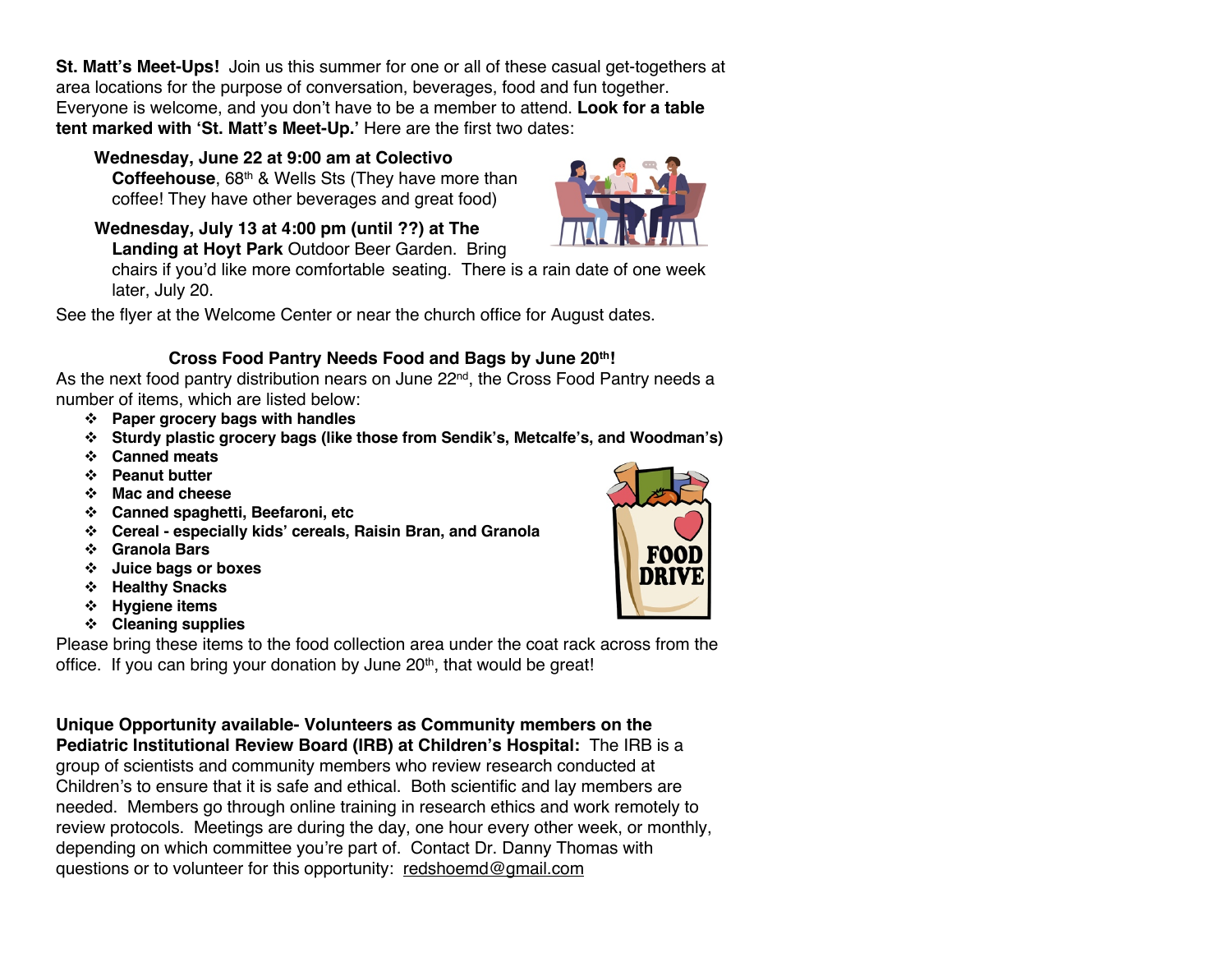**St. Matt's Meet-Ups!** Join us this summer for one or all of these casual get-togethers at area locations for the purpose of conversation, beverages, food and fun together. Everyone is welcome, and you don't have to be a member to attend. **Look for a table tent marked with 'St. Matt's Meet-Up.'** Here are the first two dates:

- **Wednesday, June 22 at 9:00 am at Colectivo Coffeehouse**, 68th & Wells Sts (They have more than coffee! They have other beverages and great food)
- **Wednesday, July 13 at 4:00 pm (until ??) at The Landing at Hoyt Park** Outdoor Beer Garden. Bring chairs if you'd like more comfortable seating. There is a rain date of one week later, July 20.

See the flyer at the Welcome Center or near the church office for August dates.

## Cross Food Pantry Needs Food and Bags by June 20th!

As the next food pantry distribution nears on June 22nd, the Cross Food Pantry needs a number of items, which are listed below:

- **Paper grocery bags with handles**
- **Sturdy plastic grocery bags (like those from Sendik's, Metcalfe's, and Woodman's)**
- **Canned meats**
- **Peanut butter**
- **Mac and cheese**
- **Canned spaghetti, Beefaroni, etc**
- **Cereal - especially kids' cereals, Raisin Bran, and Granola**
- **Granola Bars**
- **Juice bags or boxes**
- **Healthy Snacks**
- **Hygiene items**
- **Cleaning supplies**

Please bring these items to the food collection area under the coat rack across from the office. If you can bring your donation by June 20th, that would be great!

**Unique Opportunity available- Volunteers as Community members on the Pediatric Institutional Review Board (IRB) at Children's Hospital:** The IRB is a group of scientists and community members who review research conducted at Children's to ensure that it is safe and ethical. Both scientific and lay members are needed. Members go through online training in research ethics and work remotely to review protocols. Meetings are during the day, one hour every other week, or monthly, depending on which committee you're part of. Contact Dr. Danny Thomas with questions or to volunteer for this opportunity: redshoemd@gmail.com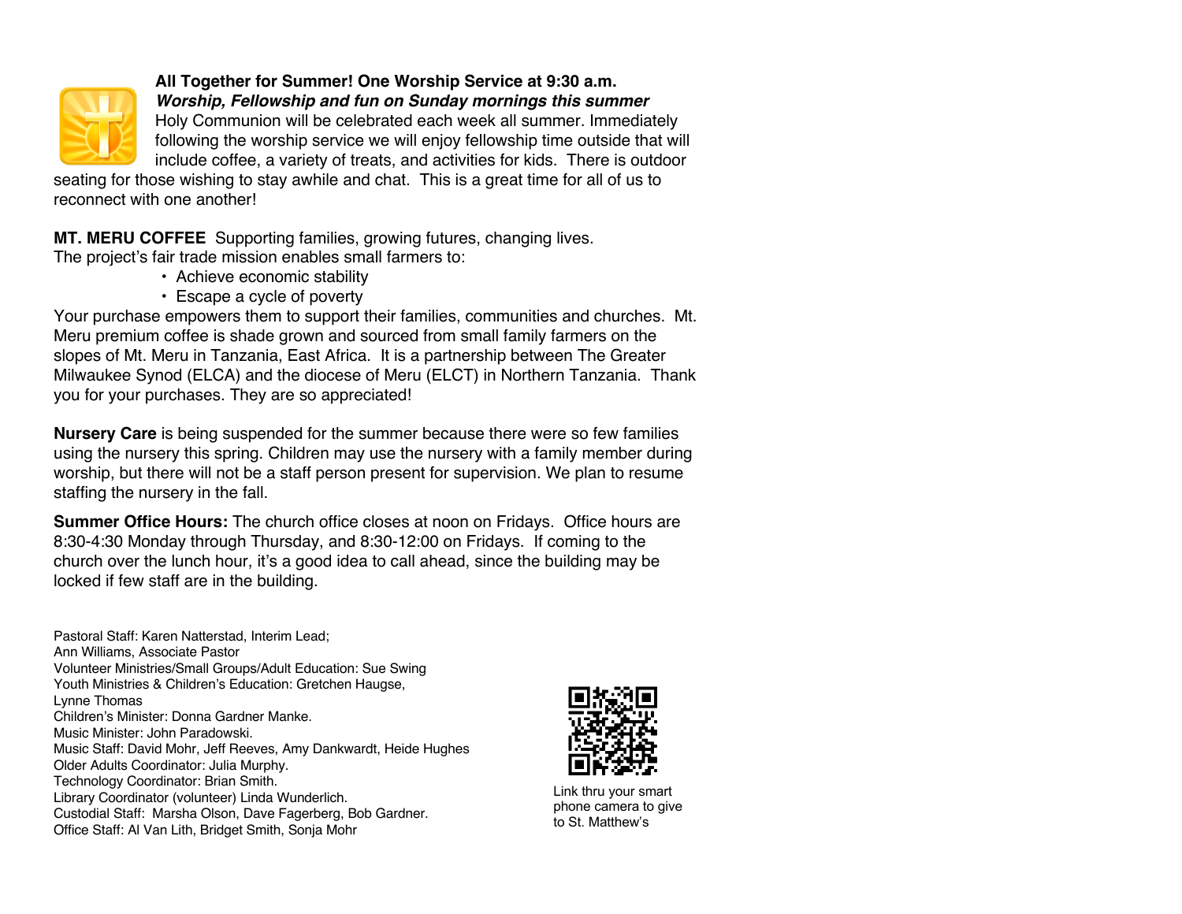**All Together for Summer! One Worship Service at 9:30 a.m.**
***Worship, Fellowship and fun on Sunday mornings this summer***
Holy Communion will be celebrated each week all summer. Immediately following the worship service we will enjoy fellowship time outside that will include coffee, a variety of treats, and activities for kids. There is outdoor seating for those wishing to stay awhile and chat. This is a great time for all of us to reconnect with one another!

**MT. MERU COFFEE** Supporting families, growing futures, changing lives.
The project's fair trade mission enables small farmers to:

- Achieve economic stability
- Escape a cycle of poverty

Your purchase empowers them to support their families, communities and churches. Mt. Meru premium coffee is shade grown and sourced from small family farmers on the slopes of Mt. Meru in Tanzania, East Africa. It is a partnership between The Greater Milwaukee Synod (ELCA) and the diocese of Meru (ELCT) in Northern Tanzania. Thank you for your purchases. They are so appreciated!

**Nursery Care** is being suspended for the summer because there were so few families using the nursery this spring. Children may use the nursery with a family member during worship, but there will not be a staff person present for supervision. We plan to resume staffing the nursery in the fall.

**Summer Office Hours:** The church office closes at noon on Fridays. Office hours are 8:30-4:30 Monday through Thursday, and 8:30-12:00 on Fridays. If coming to the church over the lunch hour, it's a good idea to call ahead, since the building may be locked if few staff are in the building.

Pastoral Staff: Karen Natterstad, Interim Lead;
Ann Williams, Associate Pastor
Volunteer Ministries/Small Groups/Adult Education: Sue Swing
Youth Ministries & Children's Education: Gretchen Haugse,
Lynne Thomas
Children's Minister: Donna Gardner Manke.
Music Minister: John Paradowski.
Music Staff: David Mohr, Jeff Reeves, Amy Dankwardt, Heide Hughes
Older Adults Coordinator: Julia Murphy.
Technology Coordinator: Brian Smith.
Library Coordinator (volunteer) Linda Wunderlich.
Custodial Staff: Marsha Olson, Dave Fagerberg, Bob Gardner.
Office Staff: Al Van Lith, Bridget Smith, Sonja Mohr

Link thru your smart phone camera to give to St. Matthew's